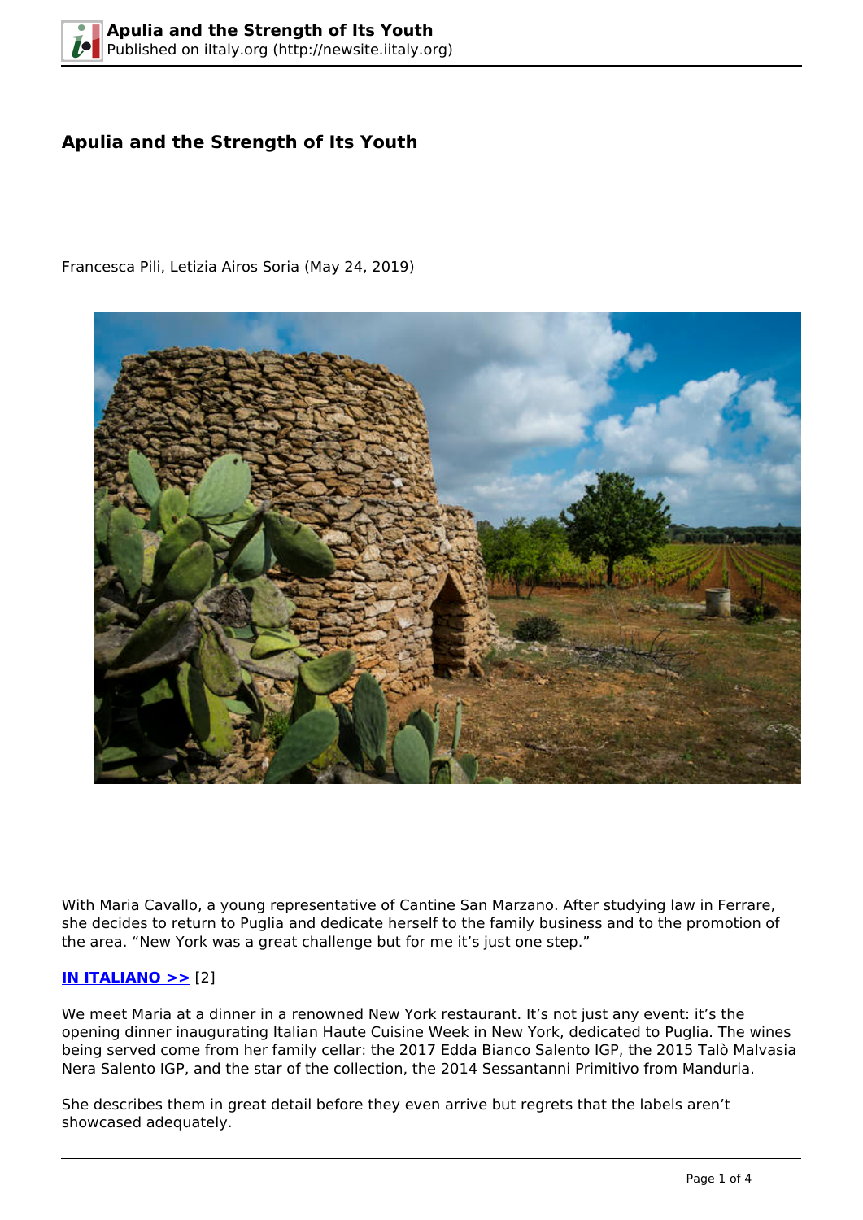# Apulia and the Strength of Its Youth

Francesca Pili, Letizia Airos Soria (May 24, 2019)

With Maria Cavallo, a young representative of Cantine San Marzano. After studying law in Ferrare, she decides to return to Puglia and dedicate herself to the family business and to the promotion of the area. “New York was a great challenge but for me it’s just one step.”

**IN ITALIANO >>** [2]

We meet Maria at a dinner in a renowned New York restaurant. It’s not just any event: it’s the opening dinner inaugurating Italian Haute Cuisine Week in New York, dedicated to Puglia. The wines being served come from her family cellar: the 2017 Edda Bianco Salento IGP, the 2015 Talò Malvasia Nera Salento IGP, and the star of the collection, the 2014 Sessantanni Primitivo from Manduria.

She describes them in great detail before they even arrive but regrets that the labels aren’t showcased adequately.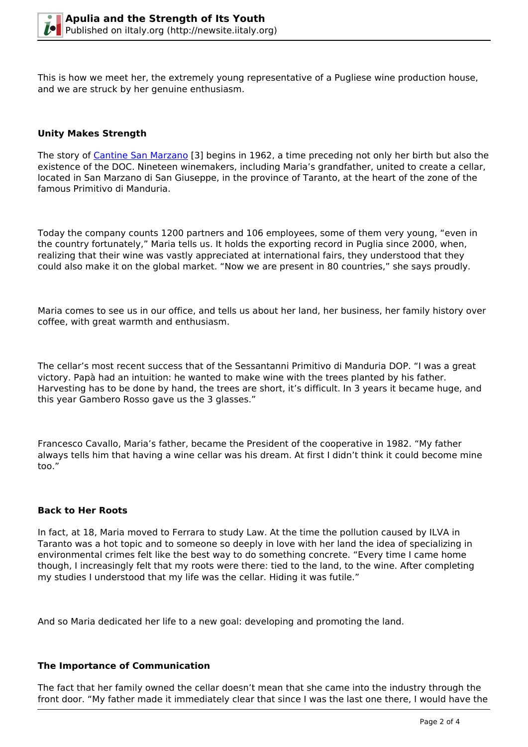This is how we meet her, the extremely young representative of a Pugliese wine production house, and we are struck by her genuine enthusiasm.

**Unity Makes Strength**

The story of Cantine San Marzano [3] begins in 1962, a time preceding not only her birth but also the existence of the DOC. Nineteen winemakers, including Maria's grandfather, united to create a cellar, located in San Marzano di San Giuseppe, in the province of Taranto, at the heart of the zone of the famous Primitivo di Manduria.

Today the company counts 1200 partners and 106 employees, some of them very young, "even in the country fortunately," Maria tells us. It holds the exporting record in Puglia since 2000, when, realizing that their wine was vastly appreciated at international fairs, they understood that they could also make it on the global market. "Now we are present in 80 countries," she says proudly.

Maria comes to see us in our office, and tells us about her land, her business, her family history over coffee, with great warmth and enthusiasm.

The cellar's most recent success that of the Sessantanni Primitivo di Manduria DOP. "I was a great victory. Papà had an intuition: he wanted to make wine with the trees planted by his father. Harvesting has to be done by hand, the trees are short, it's difficult. In 3 years it became huge, and this year Gambero Rosso gave us the 3 glasses."

Francesco Cavallo, Maria's father, became the President of the cooperative in 1982. "My father always tells him that having a wine cellar was his dream. At first I didn't think it could become mine too."

**Back to Her Roots**

In fact, at 18, Maria moved to Ferrara to study Law. At the time the pollution caused by ILVA in Taranto was a hot topic and to someone so deeply in love with her land the idea of specializing in environmental crimes felt like the best way to do something concrete. "Every time I came home though, I increasingly felt that my roots were there: tied to the land, to the wine. After completing my studies I understood that my life was the cellar. Hiding it was futile."

And so Maria dedicated her life to a new goal: developing and promoting the land.

**The Importance of Communication**

The fact that her family owned the cellar doesn't mean that she came into the industry through the front door. "My father made it immediately clear that since I was the last one there, I would have the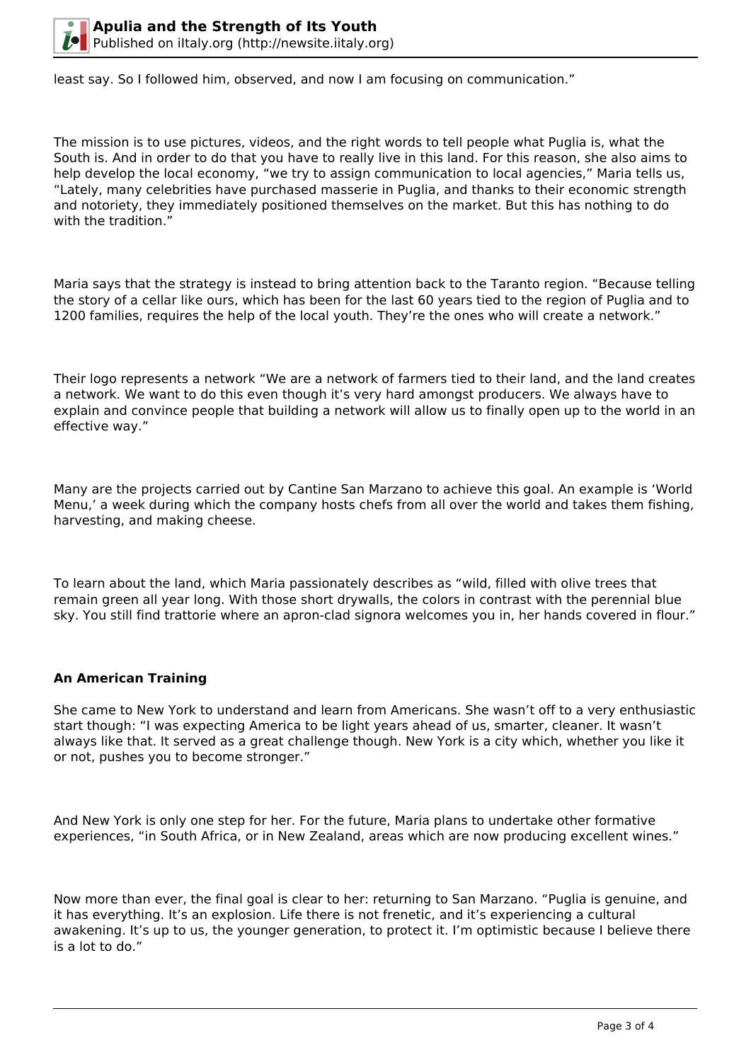least say. So I followed him, observed, and now I am focusing on communication."

The mission is to use pictures, videos, and the right words to tell people what Puglia is, what the South is. And in order to do that you have to really live in this land. For this reason, she also aims to help develop the local economy, "we try to assign communication to local agencies," Maria tells us, "Lately, many celebrities have purchased masserie in Puglia, and thanks to their economic strength and notoriety, they immediately positioned themselves on the market. But this has nothing to do with the tradition."

Maria says that the strategy is instead to bring attention back to the Taranto region. "Because telling the story of a cellar like ours, which has been for the last 60 years tied to the region of Puglia and to 1200 families, requires the help of the local youth. They're the ones who will create a network."

Their logo represents a network "We are a network of farmers tied to their land, and the land creates a network. We want to do this even though it's very hard amongst producers. We always have to explain and convince people that building a network will allow us to finally open up to the world in an effective way."

Many are the projects carried out by Cantine San Marzano to achieve this goal. An example is 'World Menu,' a week during which the company hosts chefs from all over the world and takes them fishing, harvesting, and making cheese.

To learn about the land, which Maria passionately describes as "wild, filled with olive trees that remain green all year long. With those short drywalls, the colors in contrast with the perennial blue sky. You still find trattorie where an apron-clad signora welcomes you in, her hands covered in flour."

**An American Training**

She came to New York to understand and learn from Americans. She wasn't off to a very enthusiastic start though: "I was expecting America to be light years ahead of us, smarter, cleaner. It wasn't always like that. It served as a great challenge though. New York is a city which, whether you like it or not, pushes you to become stronger."

And New York is only one step for her. For the future, Maria plans to undertake other formative experiences, "in South Africa, or in New Zealand, areas which are now producing excellent wines."

Now more than ever, the final goal is clear to her: returning to San Marzano. "Puglia is genuine, and it has everything. It's an explosion. Life there is not frenetic, and it's experiencing a cultural awakening. It's up to us, the younger generation, to protect it. I'm optimistic because I believe there is a lot to do."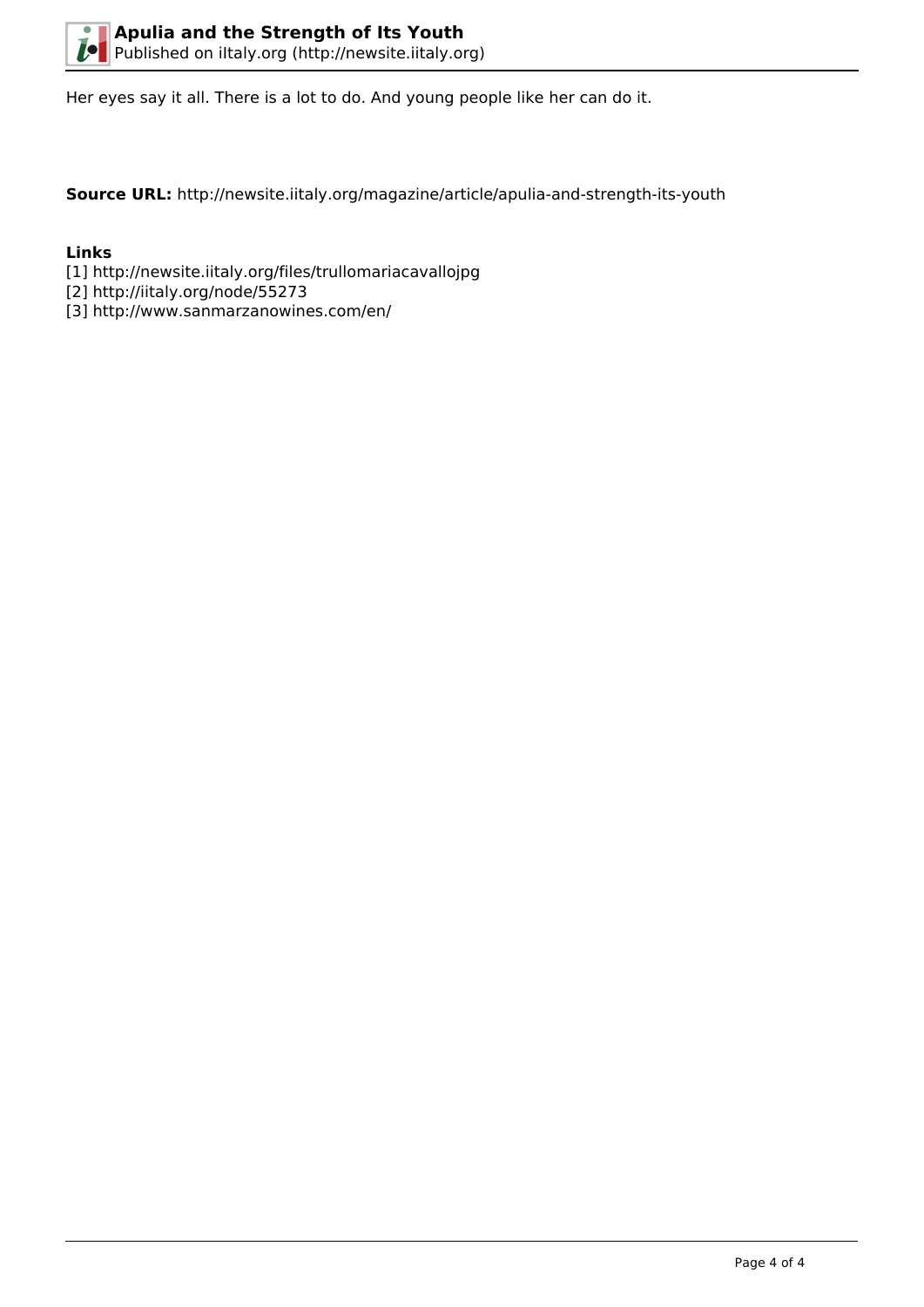Her eyes say it all. There is a lot to do. And young people like her can do it.

**Source URL:** http://newsite.iitaly.org/magazine/article/apulia-and-strength-its-youth

**Links**

[1] http://newsite.iitaly.org/files/trullomariacavallojpg
[2] http://iitaly.org/node/55273
[3] http://www.sanmarzanowines.com/en/